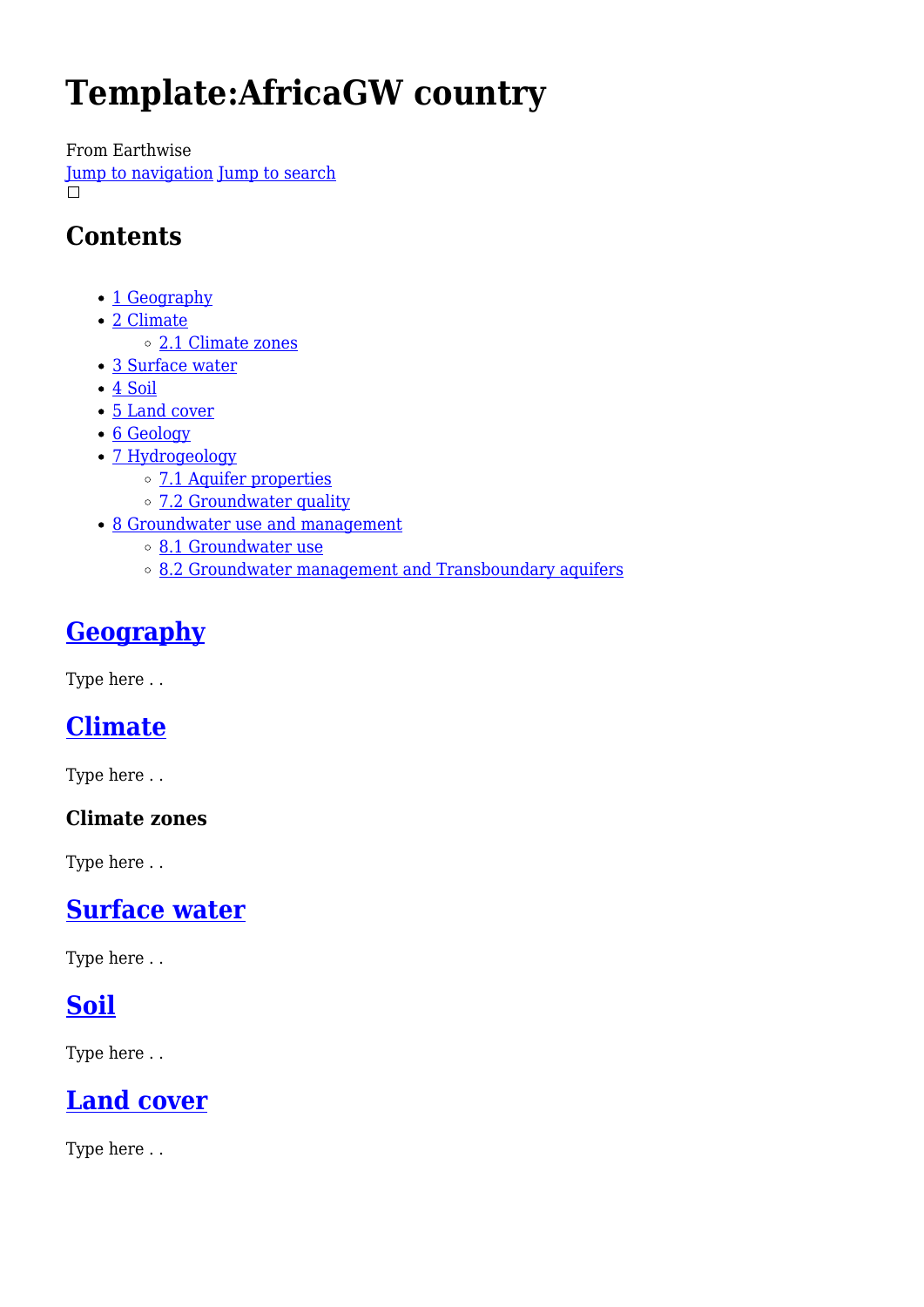# Template:AfricaGW country

From Earthwise

Jump to navigation Jump to search

## Contents

- 1 Geography
- 2 Climate
  - 2.1 Climate zones
- 3 Surface water
- 4 Soil
- 5 Land cover
- 6 Geology
- 7 Hydrogeology
  - 7.1 Aquifer properties
  - 7.2 Groundwater quality
- 8 Groundwater use and management
  - 8.1 Groundwater use
  - 8.2 Groundwater management and Transboundary aquifers

## Geography

Type here . .

## Climate

Type here . .

### Climate zones

Type here . .

## Surface water

Type here . .

## Soil

Type here . .

## Land cover

Type here . .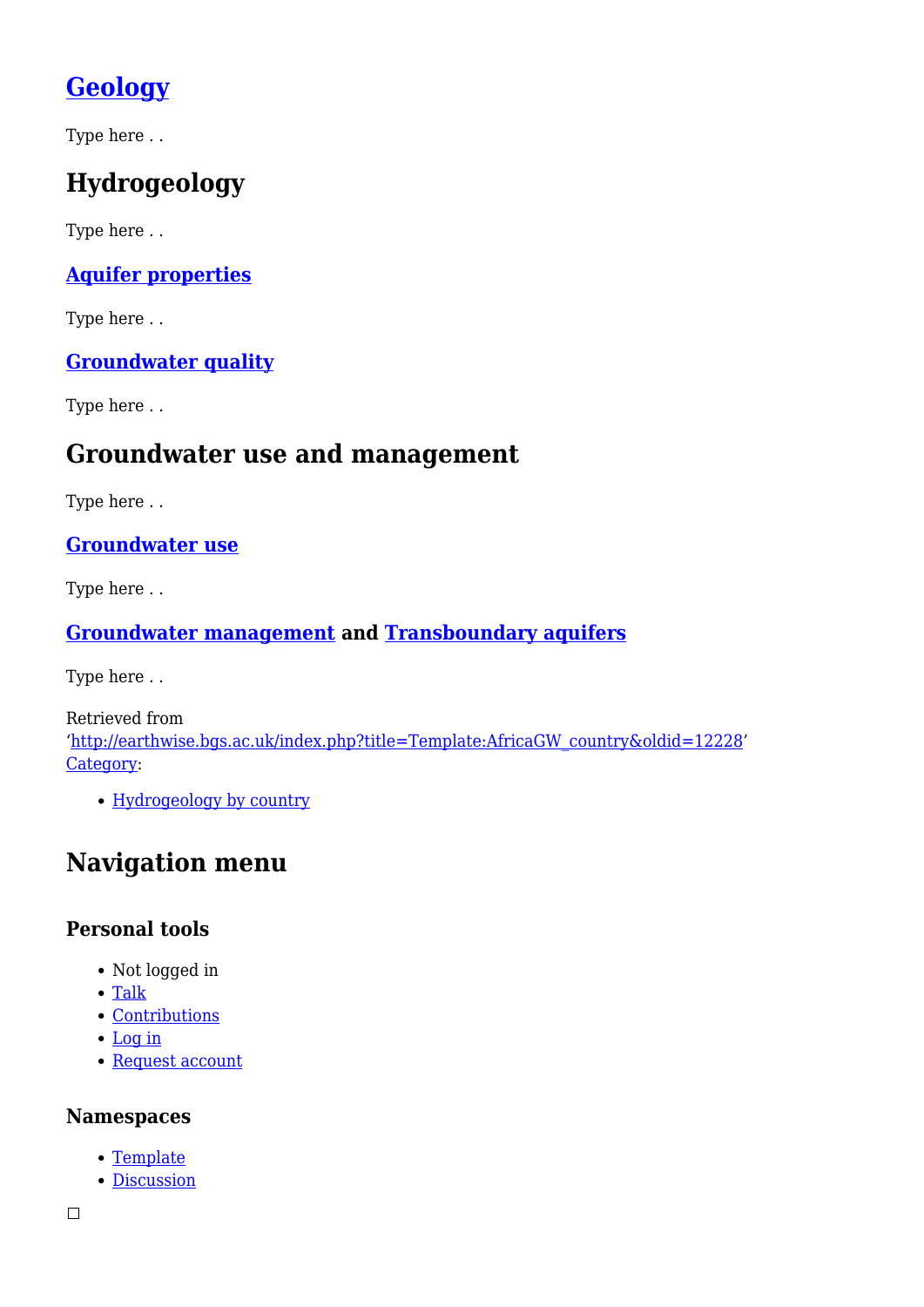## Geology

Type here . .

## Hydrogeology

Type here . .

### Aquifer properties

Type here . .

### Groundwater quality

Type here . .

## Groundwater use and management

Type here . .

### Groundwater use

Type here . .

### Groundwater management and Transboundary aquifers

Type here . .

Retrieved from
'http://earthwise.bgs.ac.uk/index.php?title=Template:AfricaGW_country&oldid=12228'
Category:

- Hydrogeology by country

## Navigation menu

### Personal tools

- Not logged in
- Talk
- Contributions
- Log in
- Request account

### Namespaces

- Template
- Discussion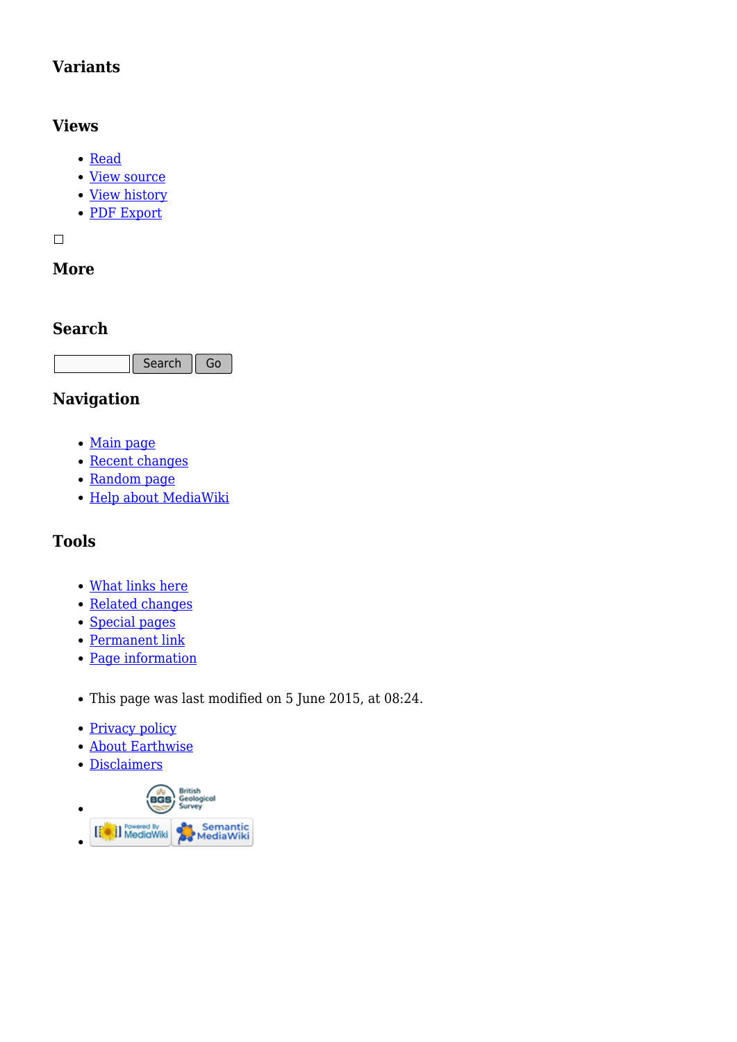### Variants

### Views

- Read
- View source
- View history
- PDF Export

### More

### Search

Search Go

### Navigation

- Main page
- Recent changes
- Random page
- Help about MediaWiki

### Tools

- What links here
- Related changes
- Special pages
- Permanent link
- Page information

- This page was last modified on 5 June 2015, at 08:24.

- Privacy policy
- About Earthwise
- Disclaimers